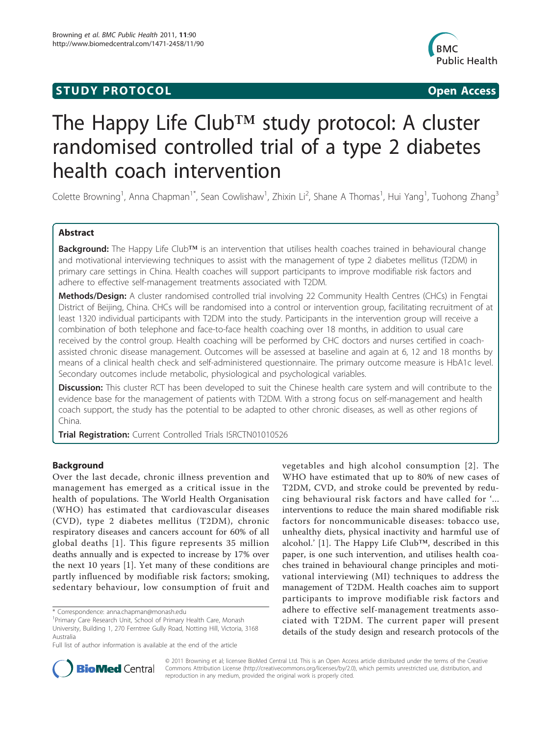**STUDY PROTOCOL** **Open Access**

# The Happy Life Club™ study protocol: A cluster randomised controlled trial of a type 2 diabetes health coach intervention

Colette Browning[1], Anna Chapman[1*], Sean Cowlishaw[1], Zhixin Li[2], Shane A Thomas[1], Hui Yang[1], Tuohong Zhang[3]

## Abstract

**Background:** The Happy Life Club™ is an intervention that utilises health coaches trained in behavioural change and motivational interviewing techniques to assist with the management of type 2 diabetes mellitus (T2DM) in primary care settings in China. Health coaches will support participants to improve modifiable risk factors and adhere to effective self-management treatments associated with T2DM.

**Methods/Design:** A cluster randomised controlled trial involving 22 Community Health Centres (CHCs) in Fengtai District of Beijing, China. CHCs will be randomised into a control or intervention group, facilitating recruitment of at least 1320 individual participants with T2DM into the study. Participants in the intervention group will receive a combination of both telephone and face-to-face health coaching over 18 months, in addition to usual care received by the control group. Health coaching will be performed by CHC doctors and nurses certified in coach-assisted chronic disease management. Outcomes will be assessed at baseline and again at 6, 12 and 18 months by means of a clinical health check and self-administered questionnaire. The primary outcome measure is HbA1c level. Secondary outcomes include metabolic, physiological and psychological variables.

**Discussion:** This cluster RCT has been developed to suit the Chinese health care system and will contribute to the evidence base for the management of patients with T2DM. With a strong focus on self-management and health coach support, the study has the potential to be adapted to other chronic diseases, as well as other regions of China.

**Trial Registration:** Current Controlled Trials ISRCTN01010526

## Background

Over the last decade, chronic illness prevention and management has emerged as a critical issue in the health of populations. The World Health Organisation (WHO) has estimated that cardiovascular diseases (CVD), type 2 diabetes mellitus (T2DM), chronic respiratory diseases and cancers account for 60% of all global deaths [1]. This figure represents 35 million deaths annually and is expected to increase by 17% over the next 10 years [1]. Yet many of these conditions are partly influenced by modifiable risk factors; smoking, sedentary behaviour, low consumption of fruit and vegetables and high alcohol consumption [2]. The WHO have estimated that up to 80% of new cases of T2DM, CVD, and stroke could be prevented by reducing behavioural risk factors and have called for '... interventions to reduce the main shared modifiable risk factors for noncommunicable diseases: tobacco use, unhealthy diets, physical inactivity and harmful use of alcohol.' [1]. The Happy Life Club™, described in this paper, is one such intervention, and utilises health coaches trained in behavioural change principles and motivational interviewing (MI) techniques to address the management of T2DM. Health coaches aim to support participants to improve modifiable risk factors and adhere to effective self-management treatments associated with T2DM. The current paper will present details of the study design and research protocols of the

\* Correspondence: anna.chapman@monash.edu
[1]Primary Care Research Unit, School of Primary Health Care, Monash University, Building 1, 270 Ferntree Gully Road, Notting Hill, Victoria, 3168 Australia
Full list of author information is available at the end of the article

© 2011 Browning et al; licensee BioMed Central Ltd. This is an Open Access article distributed under the terms of the Creative Commons Attribution License (http://creativecommons.org/licenses/by/2.0), which permits unrestricted use, distribution, and reproduction in any medium, provided the original work is properly cited.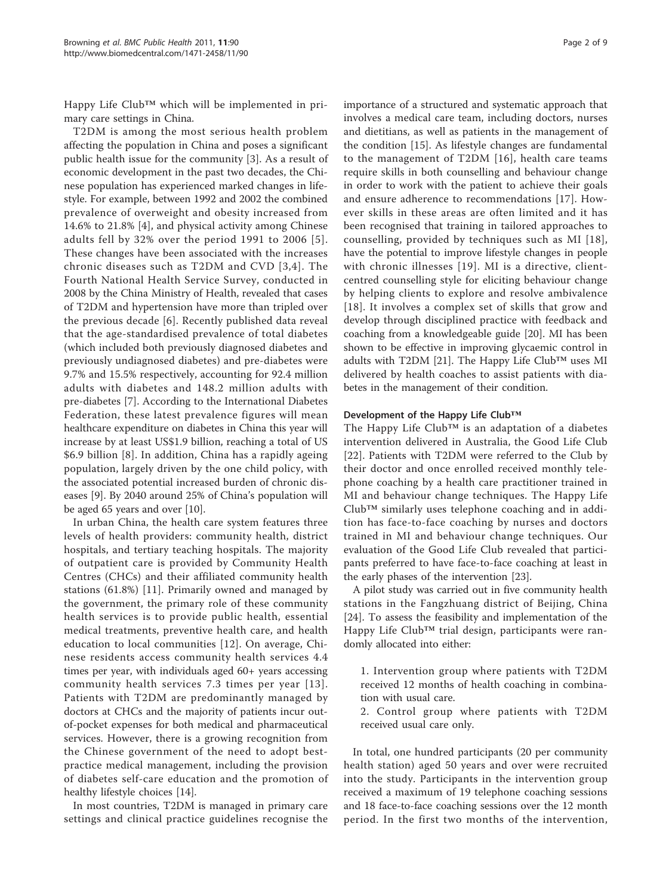Happy Life Club™ which will be implemented in primary care settings in China.

T2DM is among the most serious health problem affecting the population in China and poses a significant public health issue for the community [3]. As a result of economic development in the past two decades, the Chinese population has experienced marked changes in lifestyle. For example, between 1992 and 2002 the combined prevalence of overweight and obesity increased from 14.6% to 21.8% [4], and physical activity among Chinese adults fell by 32% over the period 1991 to 2006 [5]. These changes have been associated with the increases chronic diseases such as T2DM and CVD [3,4]. The Fourth National Health Service Survey, conducted in 2008 by the China Ministry of Health, revealed that cases of T2DM and hypertension have more than tripled over the previous decade [6]. Recently published data reveal that the age-standardised prevalence of total diabetes (which included both previously diagnosed diabetes and previously undiagnosed diabetes) and pre-diabetes were 9.7% and 15.5% respectively, accounting for 92.4 million adults with diabetes and 148.2 million adults with pre-diabetes [7]. According to the International Diabetes Federation, these latest prevalence figures will mean healthcare expenditure on diabetes in China this year will increase by at least US$1.9 billion, reaching a total of US $6.9 billion [8]. In addition, China has a rapidly ageing population, largely driven by the one child policy, with the associated potential increased burden of chronic diseases [9]. By 2040 around 25% of China's population will be aged 65 years and over [10].

In urban China, the health care system features three levels of health providers: community health, district hospitals, and tertiary teaching hospitals. The majority of outpatient care is provided by Community Health Centres (CHCs) and their affiliated community health stations (61.8%) [11]. Primarily owned and managed by the government, the primary role of these community health services is to provide public health, essential medical treatments, preventive health care, and health education to local communities [12]. On average, Chinese residents access community health services 4.4 times per year, with individuals aged 60+ years accessing community health services 7.3 times per year [13]. Patients with T2DM are predominantly managed by doctors at CHCs and the majority of patients incur out-of-pocket expenses for both medical and pharmaceutical services. However, there is a growing recognition from the Chinese government of the need to adopt best-practice medical management, including the provision of diabetes self-care education and the promotion of healthy lifestyle choices [14].

In most countries, T2DM is managed in primary care settings and clinical practice guidelines recognise the importance of a structured and systematic approach that involves a medical care team, including doctors, nurses and dietitians, as well as patients in the management of the condition [15]. As lifestyle changes are fundamental to the management of T2DM [16], health care teams require skills in both counselling and behaviour change in order to work with the patient to achieve their goals and ensure adherence to recommendations [17]. However skills in these areas are often limited and it has been recognised that training in tailored approaches to counselling, provided by techniques such as MI [18], have the potential to improve lifestyle changes in people with chronic illnesses [19]. MI is a directive, client-centred counselling style for eliciting behaviour change by helping clients to explore and resolve ambivalence [18]. It involves a complex set of skills that grow and develop through disciplined practice with feedback and coaching from a knowledgeable guide [20]. MI has been shown to be effective in improving glycaemic control in adults with T2DM [21]. The Happy Life Club™ uses MI delivered by health coaches to assist patients with diabetes in the management of their condition.

### Development of the Happy Life Club™

The Happy Life Club™ is an adaptation of a diabetes intervention delivered in Australia, the Good Life Club [22]. Patients with T2DM were referred to the Club by their doctor and once enrolled received monthly telephone coaching by a health care practitioner trained in MI and behaviour change techniques. The Happy Life Club™ similarly uses telephone coaching and in addition has face-to-face coaching by nurses and doctors trained in MI and behaviour change techniques. Our evaluation of the Good Life Club revealed that participants preferred to have face-to-face coaching at least in the early phases of the intervention [23].

A pilot study was carried out in five community health stations in the Fangzhuang district of Beijing, China [24]. To assess the feasibility and implementation of the Happy Life Club™ trial design, participants were randomly allocated into either:

1. Intervention group where patients with T2DM received 12 months of health coaching in combination with usual care.
2. Control group where patients with T2DM received usual care only.

In total, one hundred participants (20 per community health station) aged 50 years and over were recruited into the study. Participants in the intervention group received a maximum of 19 telephone coaching sessions and 18 face-to-face coaching sessions over the 12 month period. In the first two months of the intervention,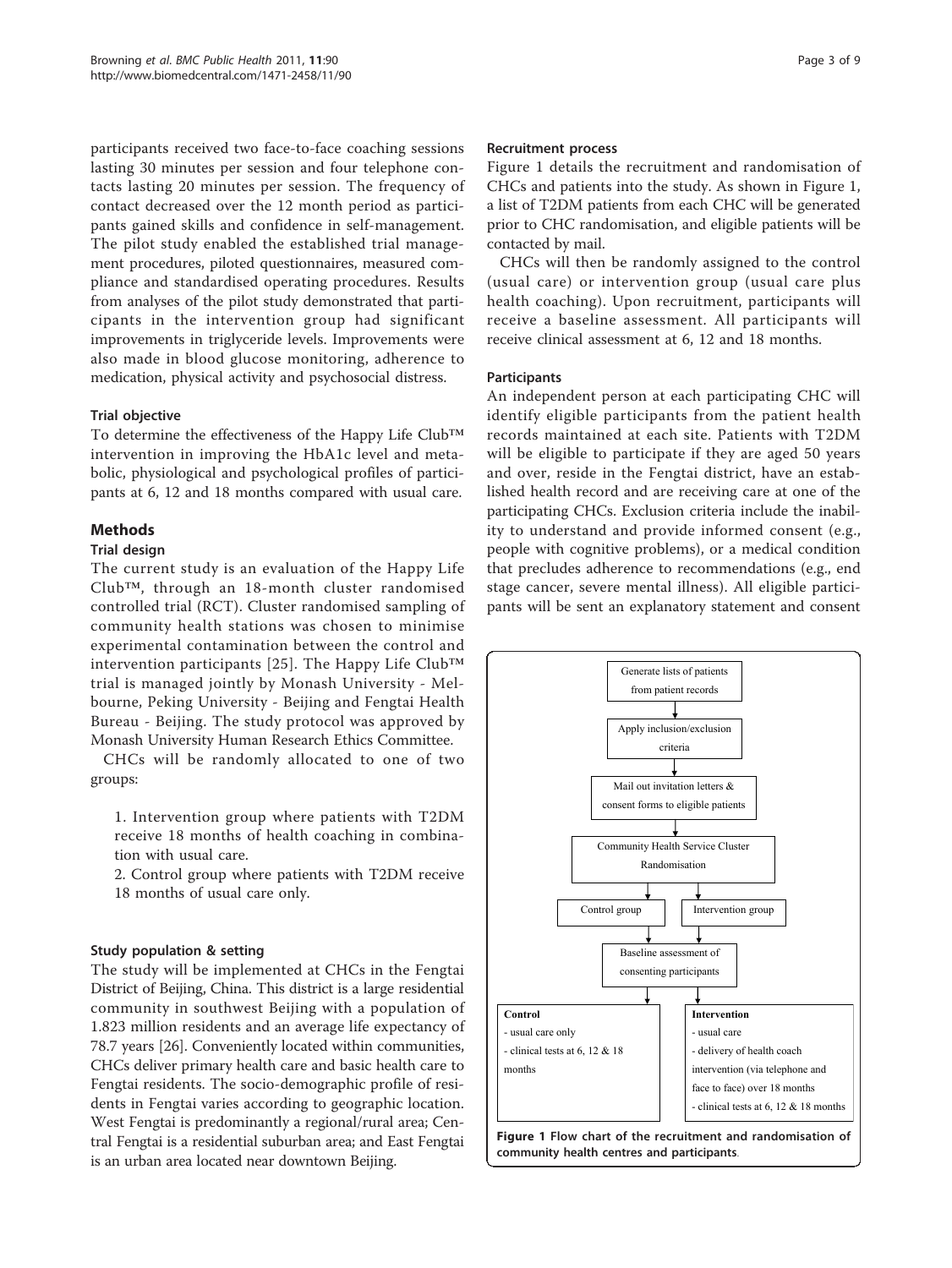participants received two face-to-face coaching sessions lasting 30 minutes per session and four telephone contacts lasting 20 minutes per session. The frequency of contact decreased over the 12 month period as participants gained skills and confidence in self-management. The pilot study enabled the established trial management procedures, piloted questionnaires, measured compliance and standardised operating procedures. Results from analyses of the pilot study demonstrated that participants in the intervention group had significant improvements in triglyceride levels. Improvements were also made in blood glucose monitoring, adherence to medication, physical activity and psychosocial distress.

### Trial objective

To determine the effectiveness of the Happy Life Club™ intervention in improving the HbA1c level and metabolic, physiological and psychological profiles of participants at 6, 12 and 18 months compared with usual care.

## Methods

### Trial design

The current study is an evaluation of the Happy Life Club™, through an 18-month cluster randomised controlled trial (RCT). Cluster randomised sampling of community health stations was chosen to minimise experimental contamination between the control and intervention participants [25]. The Happy Life Club™ trial is managed jointly by Monash University - Melbourne, Peking University - Beijing and Fengtai Health Bureau - Beijing. The study protocol was approved by Monash University Human Research Ethics Committee.

CHCs will be randomly allocated to one of two groups:

1. Intervention group where patients with T2DM receive 18 months of health coaching in combination with usual care.
2. Control group where patients with T2DM receive 18 months of usual care only.

### Study population & setting

The study will be implemented at CHCs in the Fengtai District of Beijing, China. This district is a large residential community in southwest Beijing with a population of 1.823 million residents and an average life expectancy of 78.7 years [26]. Conveniently located within communities, CHCs deliver primary health care and basic health care to Fengtai residents. The socio-demographic profile of residents in Fengtai varies according to geographic location. West Fengtai is predominantly a regional/rural area; Central Fengtai is a residential suburban area; and East Fengtai is an urban area located near downtown Beijing.

### Recruitment process

Figure 1 details the recruitment and randomisation of CHCs and patients into the study. As shown in Figure 1, a list of T2DM patients from each CHC will be generated prior to CHC randomisation, and eligible patients will be contacted by mail.

CHCs will then be randomly assigned to the control (usual care) or intervention group (usual care plus health coaching). Upon recruitment, participants will receive a baseline assessment. All participants will receive clinical assessment at 6, 12 and 18 months.

### Participants

An independent person at each participating CHC will identify eligible participants from the patient health records maintained at each site. Patients with T2DM will be eligible to participate if they are aged 50 years and over, reside in the Fengtai district, have an established health record and are receiving care at one of the participating CHCs. Exclusion criteria include the inability to understand and provide informed consent (e.g., people with cognitive problems), or a medical condition that precludes adherence to recommendations (e.g., end stage cancer, severe mental illness). All eligible participants will be sent an explanatory statement and consent

Generate lists of patients from patient records
↓
Apply inclusion/exclusion criteria
↓
Mail out invitation letters & consent forms to eligible patients
↓
Community Health Service Cluster Randomisation
↓
Control group | Intervention group
↓
Baseline assessment of consenting participants
↓

**Control**
- usual care only
- clinical tests at 6, 12 & 18 months

**Intervention**
- usual care
- delivery of health coach intervention (via telephone and face to face) over 18 months
- clinical tests at 6, 12 & 18 months

**Figure 1 Flow chart of the recruitment and randomisation of community health centres and participants**.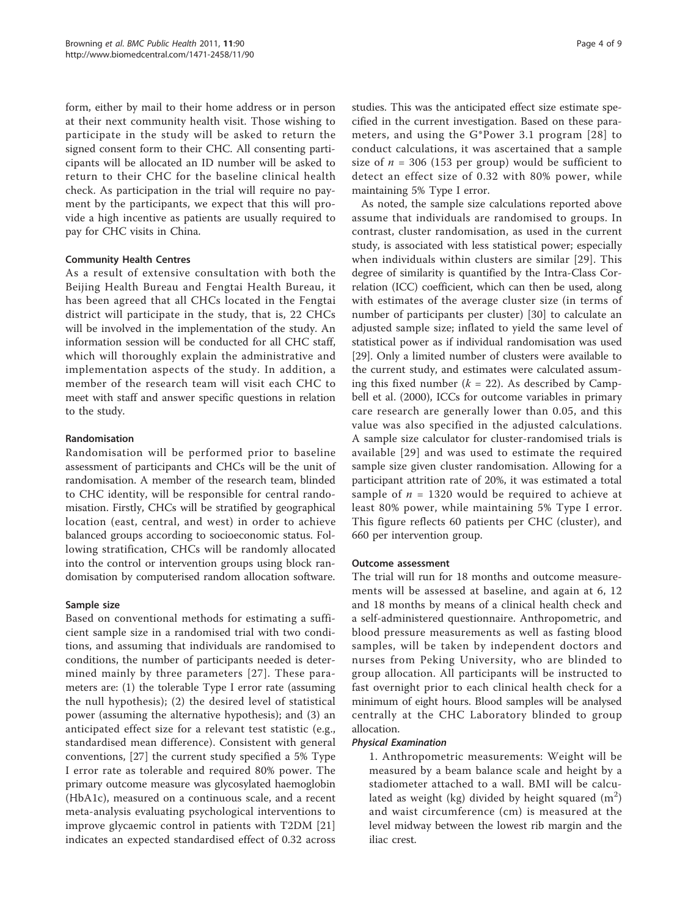form, either by mail to their home address or in person at their next community health visit. Those wishing to participate in the study will be asked to return the signed consent form to their CHC. All consenting participants will be allocated an ID number will be asked to return to their CHC for the baseline clinical health check. As participation in the trial will require no payment by the participants, we expect that this will provide a high incentive as patients are usually required to pay for CHC visits in China.

### Community Health Centres

As a result of extensive consultation with both the Beijing Health Bureau and Fengtai Health Bureau, it has been agreed that all CHCs located in the Fengtai district will participate in the study, that is, 22 CHCs will be involved in the implementation of the study. An information session will be conducted for all CHC staff, which will thoroughly explain the administrative and implementation aspects of the study. In addition, a member of the research team will visit each CHC to meet with staff and answer specific questions in relation to the study.

### Randomisation

Randomisation will be performed prior to baseline assessment of participants and CHCs will be the unit of randomisation. A member of the research team, blinded to CHC identity, will be responsible for central randomisation. Firstly, CHCs will be stratified by geographical location (east, central, and west) in order to achieve balanced groups according to socioeconomic status. Following stratification, CHCs will be randomly allocated into the control or intervention groups using block randomisation by computerised random allocation software.

### Sample size

Based on conventional methods for estimating a sufficient sample size in a randomised trial with two conditions, and assuming that individuals are randomised to conditions, the number of participants needed is determined mainly by three parameters [27]. These parameters are: (1) the tolerable Type I error rate (assuming the null hypothesis); (2) the desired level of statistical power (assuming the alternative hypothesis); and (3) an anticipated effect size for a relevant test statistic (e.g., standardised mean difference). Consistent with general conventions, [27] the current study specified a 5% Type I error rate as tolerable and required 80% power. The primary outcome measure was glycosylated haemoglobin (HbA1c), measured on a continuous scale, and a recent meta-analysis evaluating psychological interventions to improve glycaemic control in patients with T2DM [21] indicates an expected standardised effect of 0.32 across studies. This was the anticipated effect size estimate specified in the current investigation. Based on these parameters, and using the G*Power 3.1 program [28] to conduct calculations, it was ascertained that a sample size of $n = 306$ (153 per group) would be sufficient to detect an effect size of 0.32 with 80% power, while maintaining 5% Type I error.

As noted, the sample size calculations reported above assume that individuals are randomised to groups. In contrast, cluster randomisation, as used in the current study, is associated with less statistical power; especially when individuals within clusters are similar [29]. This degree of similarity is quantified by the Intra-Class Correlation (ICC) coefficient, which can then be used, along with estimates of the average cluster size (in terms of number of participants per cluster) [30] to calculate an adjusted sample size; inflated to yield the same level of statistical power as if individual randomisation was used [29]. Only a limited number of clusters were available to the current study, and estimates were calculated assuming this fixed number ($k = 22$). As described by Campbell et al. (2000), ICCs for outcome variables in primary care research are generally lower than 0.05, and this value was also specified in the adjusted calculations. A sample size calculator for cluster-randomised trials is available [29] and was used to estimate the required sample size given cluster randomisation. Allowing for a participant attrition rate of 20%, it was estimated a total sample of $n = 1320$ would be required to achieve at least 80% power, while maintaining 5% Type I error. This figure reflects 60 patients per CHC (cluster), and 660 per intervention group.

### Outcome assessment

The trial will run for 18 months and outcome measurements will be assessed at baseline, and again at 6, 12 and 18 months by means of a clinical health check and a self-administered questionnaire. Anthropometric, and blood pressure measurements as well as fasting blood samples, will be taken by independent doctors and nurses from Peking University, who are blinded to group allocation. All participants will be instructed to fast overnight prior to each clinical health check for a minimum of eight hours. Blood samples will be analysed centrally at the CHC Laboratory blinded to group allocation.

#### *Physical Examination*

1. Anthropometric measurements: Weight will be measured by a beam balance scale and height by a stadiometer attached to a wall. BMI will be calculated as weight (kg) divided by height squared ($m^2$) and waist circumference (cm) is measured at the level midway between the lowest rib margin and the iliac crest.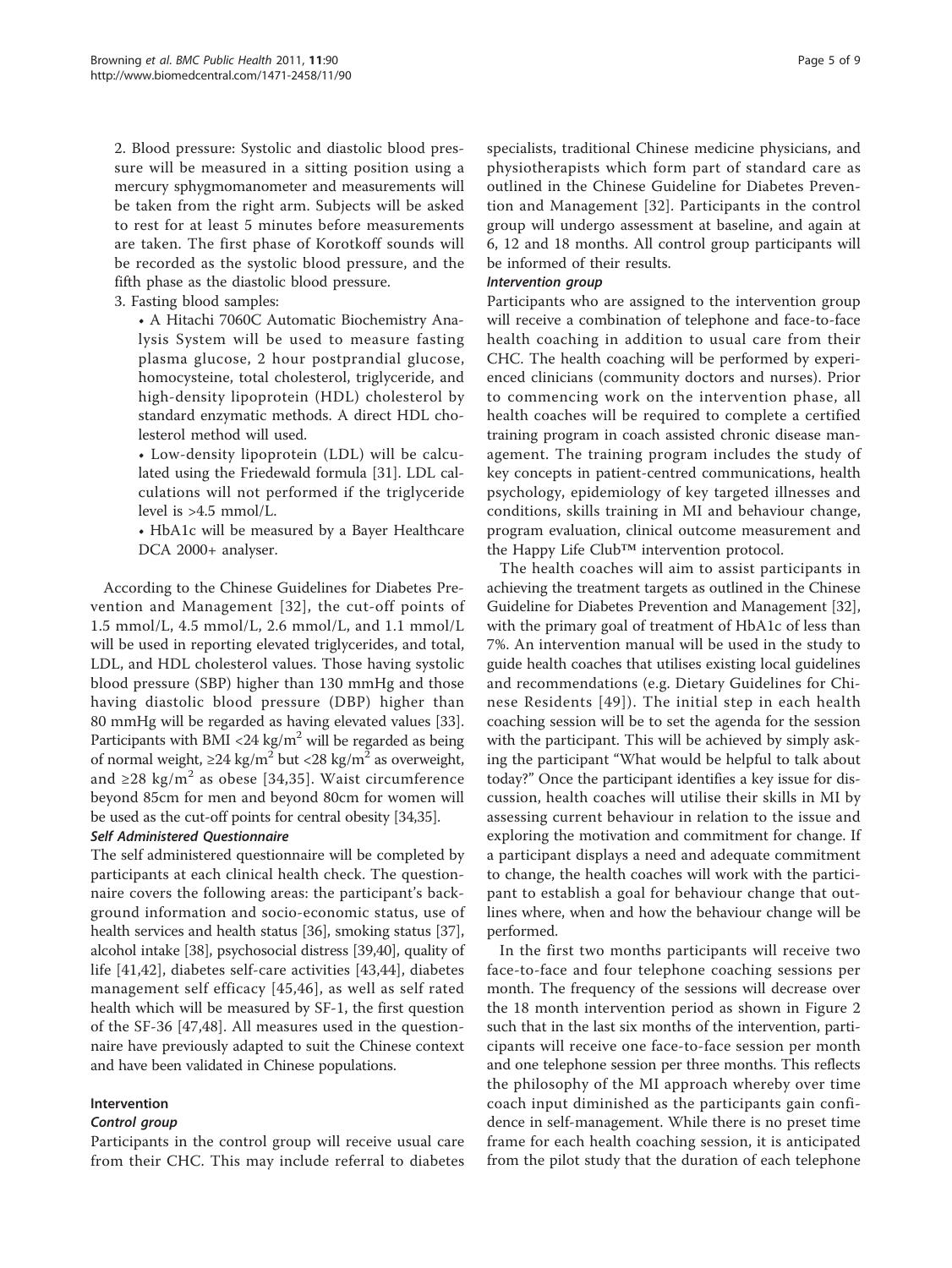2. Blood pressure: Systolic and diastolic blood pressure will be measured in a sitting position using a mercury sphygmomanometer and measurements will be taken from the right arm. Subjects will be asked to rest for at least 5 minutes before measurements are taken. The first phase of Korotkoff sounds will be recorded as the systolic blood pressure, and the fifth phase as the diastolic blood pressure.

3. Fasting blood samples:

- A Hitachi 7060C Automatic Biochemistry Analysis System will be used to measure fasting plasma glucose, 2 hour postprandial glucose, homocysteine, total cholesterol, triglyceride, and high-density lipoprotein (HDL) cholesterol by standard enzymatic methods. A direct HDL cholesterol method will used.
- Low-density lipoprotein (LDL) will be calculated using the Friedewald formula [31]. LDL calculations will not performed if the triglyceride level is >4.5 mmol/L.
- HbA1c will be measured by a Bayer Healthcare DCA 2000+ analyser.

According to the Chinese Guidelines for Diabetes Prevention and Management [32], the cut-off points of 1.5 mmol/L, 4.5 mmol/L, 2.6 mmol/L, and 1.1 mmol/L will be used in reporting elevated triglycerides, and total, LDL, and HDL cholesterol values. Those having systolic blood pressure (SBP) higher than 130 mmHg and those having diastolic blood pressure (DBP) higher than 80 mmHg will be regarded as having elevated values [33]. Participants with BMI <24 kg/m$^2$ will be regarded as being of normal weight, ≥24 kg/m$^2$ but <28 kg/m$^2$ as overweight, and ≥28 kg/m$^2$ as obese [34,35]. Waist circumference beyond 85cm for men and beyond 80cm for women will be used as the cut-off points for central obesity [34,35].

#### *Self Administered Questionnaire*

The self administered questionnaire will be completed by participants at each clinical health check. The questionnaire covers the following areas: the participant's background information and socio-economic status, use of health services and health status [36], smoking status [37], alcohol intake [38], psychosocial distress [39,40], quality of life [41,42], diabetes self-care activities [43,44], diabetes management self efficacy [45,46], as well as self rated health which will be measured by SF-1, the first question of the SF-36 [47,48]. All measures used in the questionnaire have previously adapted to suit the Chinese context and have been validated in Chinese populations.

### Intervention

#### *Control group*

Participants in the control group will receive usual care from their CHC. This may include referral to diabetes specialists, traditional Chinese medicine physicians, and physiotherapists which form part of standard care as outlined in the Chinese Guideline for Diabetes Prevention and Management [32]. Participants in the control group will undergo assessment at baseline, and again at 6, 12 and 18 months. All control group participants will be informed of their results.

#### *Intervention group*

Participants who are assigned to the intervention group will receive a combination of telephone and face-to-face health coaching in addition to usual care from their CHC. The health coaching will be performed by experienced clinicians (community doctors and nurses). Prior to commencing work on the intervention phase, all health coaches will be required to complete a certified training program in coach assisted chronic disease management. The training program includes the study of key concepts in patient-centred communications, health psychology, epidemiology of key targeted illnesses and conditions, skills training in MI and behaviour change, program evaluation, clinical outcome measurement and the Happy Life Club™ intervention protocol.

The health coaches will aim to assist participants in achieving the treatment targets as outlined in the Chinese Guideline for Diabetes Prevention and Management [32], with the primary goal of treatment of HbA1c of less than 7%. An intervention manual will be used in the study to guide health coaches that utilises existing local guidelines and recommendations (e.g. Dietary Guidelines for Chinese Residents [49]). The initial step in each health coaching session will be to set the agenda for the session with the participant. This will be achieved by simply asking the participant "What would be helpful to talk about today?" Once the participant identifies a key issue for discussion, health coaches will utilise their skills in MI by assessing current behaviour in relation to the issue and exploring the motivation and commitment for change. If a participant displays a need and adequate commitment to change, the health coaches will work with the participant to establish a goal for behaviour change that outlines where, when and how the behaviour change will be performed.

In the first two months participants will receive two face-to-face and four telephone coaching sessions per month. The frequency of the sessions will decrease over the 18 month intervention period as shown in Figure 2 such that in the last six months of the intervention, participants will receive one face-to-face session per month and one telephone session per three months. This reflects the philosophy of the MI approach whereby over time coach input diminished as the participants gain confidence in self-management. While there is no preset time frame for each health coaching session, it is anticipated from the pilot study that the duration of each telephone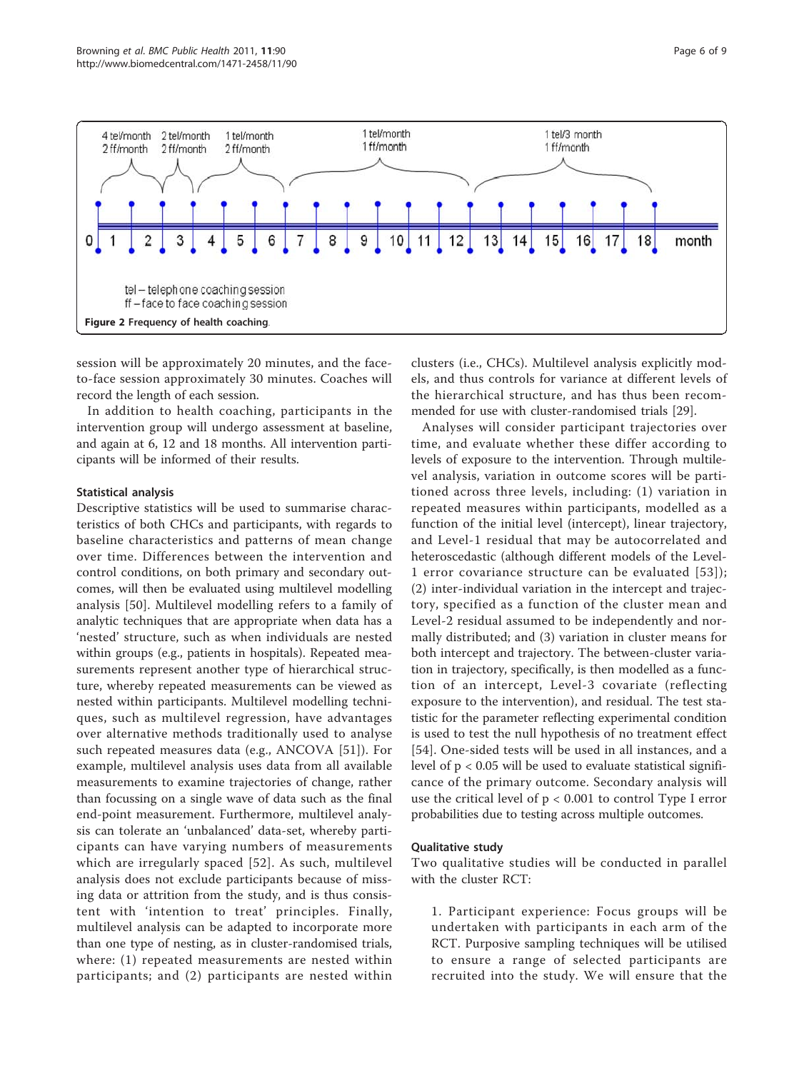Figure 2 Frequency of health coaching.

session will be approximately 20 minutes, and the face-to-face session approximately 30 minutes. Coaches will record the length of each session.

In addition to health coaching, participants in the intervention group will undergo assessment at baseline, and again at 6, 12 and 18 months. All intervention participants will be informed of their results.

### Statistical analysis

Descriptive statistics will be used to summarise characteristics of both CHCs and participants, with regards to baseline characteristics and patterns of mean change over time. Differences between the intervention and control conditions, on both primary and secondary outcomes, will then be evaluated using multilevel modelling analysis [50]. Multilevel modelling refers to a family of analytic techniques that are appropriate when data has a 'nested' structure, such as when individuals are nested within groups (e.g., patients in hospitals). Repeated measurements represent another type of hierarchical structure, whereby repeated measurements can be viewed as nested within participants. Multilevel modelling techniques, such as multilevel regression, have advantages over alternative methods traditionally used to analyse such repeated measures data (e.g., ANCOVA [51]). For example, multilevel analysis uses data from all available measurements to examine trajectories of change, rather than focussing on a single wave of data such as the final end-point measurement. Furthermore, multilevel analysis can tolerate an 'unbalanced' data-set, whereby participants can have varying numbers of measurements which are irregularly spaced [52]. As such, multilevel analysis does not exclude participants because of missing data or attrition from the study, and is thus consistent with 'intention to treat' principles. Finally, multilevel analysis can be adapted to incorporate more than one type of nesting, as in cluster-randomised trials, where: (1) repeated measurements are nested within participants; and (2) participants are nested within clusters (i.e., CHCs). Multilevel analysis explicitly models, and thus controls for variance at different levels of the hierarchical structure, and has thus been recommended for use with cluster-randomised trials [29].

Analyses will consider participant trajectories over time, and evaluate whether these differ according to levels of exposure to the intervention. Through multilevel analysis, variation in outcome scores will be partitioned across three levels, including: (1) variation in repeated measures within participants, modelled as a function of the initial level (intercept), linear trajectory, and Level-1 residual that may be autocorrelated and heteroscedastic (although different models of the Level-1 error covariance structure can be evaluated [53]); (2) inter-individual variation in the intercept and trajectory, specified as a function of the cluster mean and Level-2 residual assumed to be independently and normally distributed; and (3) variation in cluster means for both intercept and trajectory. The between-cluster variation in trajectory, specifically, is then modelled as a function of an intercept, Level-3 covariate (reflecting exposure to the intervention), and residual. The test statistic for the parameter reflecting experimental condition is used to test the null hypothesis of no treatment effect [54]. One-sided tests will be used in all instances, and a level of $p < 0.05$ will be used to evaluate statistical significance of the primary outcome. Secondary analysis will use the critical level of $p < 0.001$ to control Type I error probabilities due to testing across multiple outcomes.

### Qualitative study

Two qualitative studies will be conducted in parallel with the cluster RCT:

1. Participant experience: Focus groups will be undertaken with participants in each arm of the RCT. Purposive sampling techniques will be utilised to ensure a range of selected participants are recruited into the study. We will ensure that the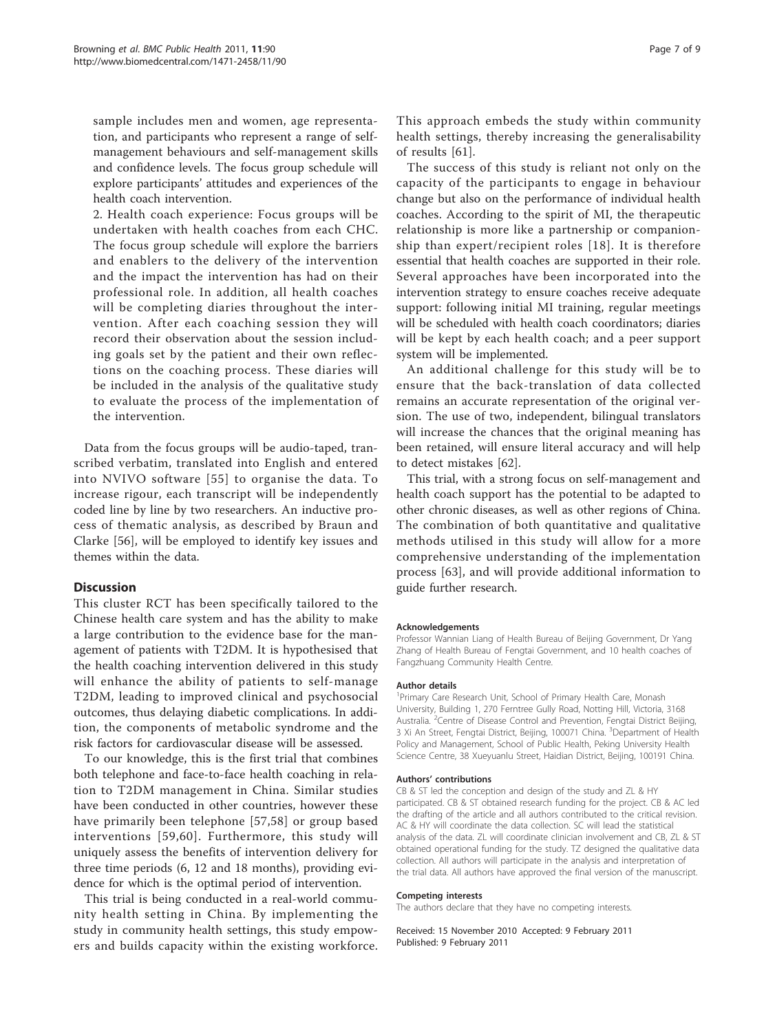sample includes men and women, age representation, and participants who represent a range of self-management behaviours and self-management skills and confidence levels. The focus group schedule will explore participants' attitudes and experiences of the health coach intervention.

2. Health coach experience: Focus groups will be undertaken with health coaches from each CHC. The focus group schedule will explore the barriers and enablers to the delivery of the intervention and the impact the intervention has had on their professional role. In addition, all health coaches will be completing diaries throughout the intervention. After each coaching session they will record their observation about the session including goals set by the patient and their own reflections on the coaching process. These diaries will be included in the analysis of the qualitative study to evaluate the process of the implementation of the intervention.

Data from the focus groups will be audio-taped, transcribed verbatim, translated into English and entered into NVIVO software [55] to organise the data. To increase rigour, each transcript will be independently coded line by line by two researchers. An inductive process of thematic analysis, as described by Braun and Clarke [56], will be employed to identify key issues and themes within the data.

## Discussion

This cluster RCT has been specifically tailored to the Chinese health care system and has the ability to make a large contribution to the evidence base for the management of patients with T2DM. It is hypothesised that the health coaching intervention delivered in this study will enhance the ability of patients to self-manage T2DM, leading to improved clinical and psychosocial outcomes, thus delaying diabetic complications. In addition, the components of metabolic syndrome and the risk factors for cardiovascular disease will be assessed.

To our knowledge, this is the first trial that combines both telephone and face-to-face health coaching in relation to T2DM management in China. Similar studies have been conducted in other countries, however these have primarily been telephone [57,58] or group based interventions [59,60]. Furthermore, this study will uniquely assess the benefits of intervention delivery for three time periods (6, 12 and 18 months), providing evidence for which is the optimal period of intervention.

This trial is being conducted in a real-world community health setting in China. By implementing the study in community health settings, this study empowers and builds capacity within the existing workforce. This approach embeds the study within community health settings, thereby increasing the generalisability of results [61].

The success of this study is reliant not only on the capacity of the participants to engage in behaviour change but also on the performance of individual health coaches. According to the spirit of MI, the therapeutic relationship is more like a partnership or companionship than expert/recipient roles [18]. It is therefore essential that health coaches are supported in their role. Several approaches have been incorporated into the intervention strategy to ensure coaches receive adequate support: following initial MI training, regular meetings will be scheduled with health coach coordinators; diaries will be kept by each health coach; and a peer support system will be implemented.

An additional challenge for this study will be to ensure that the back-translation of data collected remains an accurate representation of the original version. The use of two, independent, bilingual translators will increase the chances that the original meaning has been retained, will ensure literal accuracy and will help to detect mistakes [62].

This trial, with a strong focus on self-management and health coach support has the potential to be adapted to other chronic diseases, as well as other regions of China. The combination of both quantitative and qualitative methods utilised in this study will allow for a more comprehensive understanding of the implementation process [63], and will provide additional information to guide further research.

#### Acknowledgements

Professor Wannian Liang of Health Bureau of Beijing Government, Dr Yang Zhang of Health Bureau of Fengtai Government, and 10 health coaches of Fangzhuang Community Health Centre.

#### Author details

[1]Primary Care Research Unit, School of Primary Health Care, Monash University, Building 1, 270 Ferntree Gully Road, Notting Hill, Victoria, 3168 Australia. [2]Centre of Disease Control and Prevention, Fengtai District Beijing, 3 Xi An Street, Fengtai District, Beijing, 100071 China. [3]Department of Health Policy and Management, School of Public Health, Peking University Health Science Centre, 38 Xueyuanlu Street, Haidian District, Beijing, 100191 China.

#### Authors' contributions

CB & ST led the conception and design of the study and ZL & HY participated. CB & ST obtained research funding for the project. CB & AC led the drafting of the article and all authors contributed to the critical revision. AC & HY will coordinate the data collection. SC will lead the statistical analysis of the data. ZL will coordinate clinician involvement and CB, ZL & ST obtained operational funding for the study. TZ designed the qualitative data collection. All authors will participate in the analysis and interpretation of the trial data. All authors have approved the final version of the manuscript.

#### Competing interests

The authors declare that they have no competing interests.

Received: 15 November 2010 Accepted: 9 February 2011
Published: 9 February 2011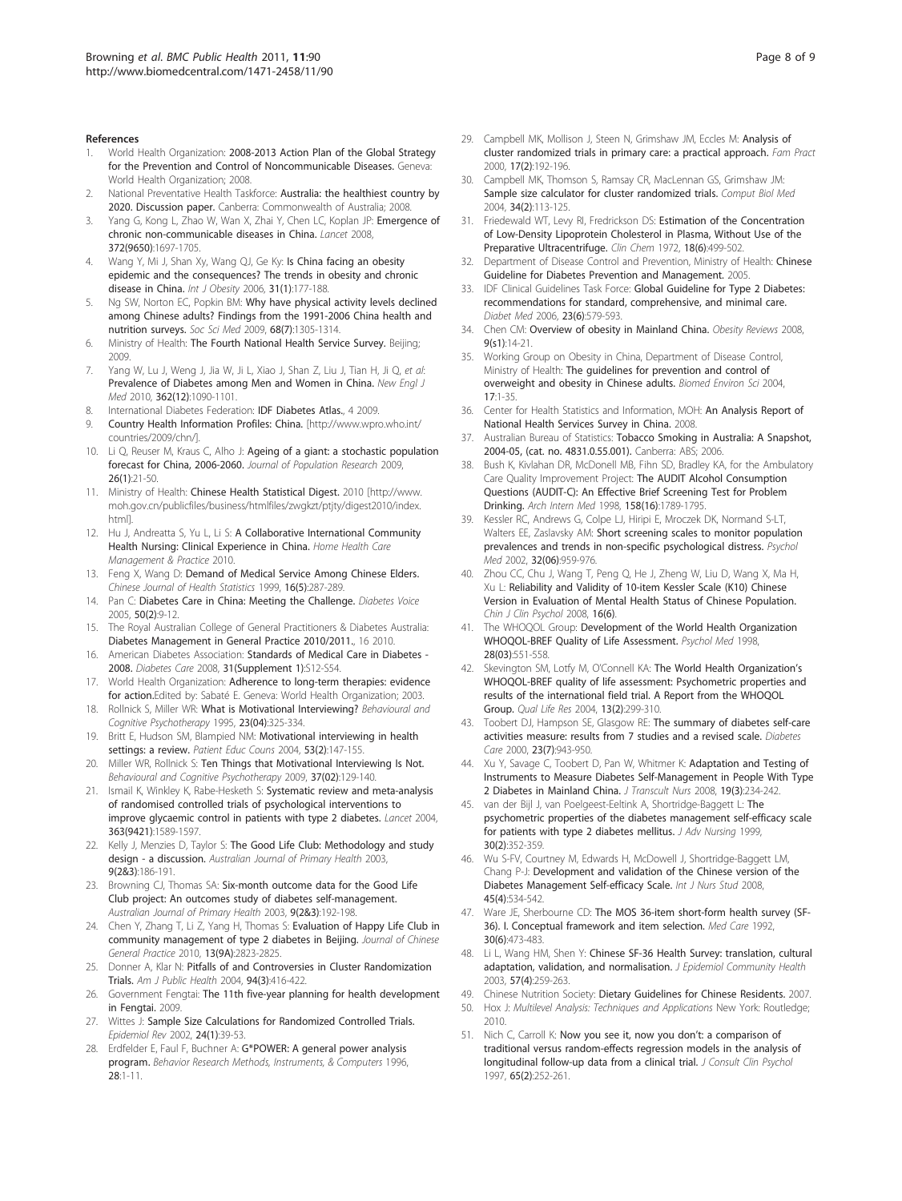#### References

1. World Health Organization: **2008-2013 Action Plan of the Global Strategy for the Prevention and Control of Noncommunicable Diseases.** Geneva: World Health Organization; 2008.
2. National Preventative Health Taskforce: **Australia: the healthiest country by 2020. Discussion paper.** Canberra: Commonwealth of Australia; 2008.
3. Yang G, Kong L, Zhao W, Wan X, Zhai Y, Chen LC, Koplan JP: **Emergence of chronic non-communicable diseases in China.** *Lancet* 2008, **372(9650)**:1697-1705.
4. Wang Y, Mi J, Shan Xy, Wang QJ, Ge Ky: **Is China facing an obesity epidemic and the consequences? The trends in obesity and chronic disease in China.** *Int J Obesity* 2006, **31(1)**:177-188.
5. Ng SW, Norton EC, Popkin BM: **Why have physical activity levels declined among Chinese adults? Findings from the 1991-2006 China health and nutrition surveys.** *Soc Sci Med* 2009, **68(7)**:1305-1314.
6. Ministry of Health: **The Fourth National Health Service Survey.** Beijing; 2009.
7. Yang W, Lu J, Weng J, Jia W, Ji L, Xiao J, Shan Z, Liu J, Tian H, Ji Q, *et al*: **Prevalence of Diabetes among Men and Women in China.** *New Engl J Med* 2010, **362(12)**:1090-1101.
8. International Diabetes Federation: **IDF Diabetes Atlas.**, 4 2009.
9. **Country Health Information Profiles: China.** [http://www.wpro.who.int/countries/2009/chn/].
10. Li Q, Reuser M, Kraus C, Alho J: **Ageing of a giant: a stochastic population forecast for China, 2006-2060.** *Journal of Population Research* 2009, **26(1)**:21-50.
11. Ministry of Health: **Chinese Health Statistical Digest.** 2010 [http://www.moh.gov.cn/publicfiles/business/htmlfiles/zwgkzt/ptjty/digest2010/index.html].
12. Hu J, Andreatta S, Yu L, Li S: **A Collaborative International Community Health Nursing: Clinical Experience in China.** *Home Health Care Management & Practice* 2010.
13. Feng X, Wang D: **Demand of Medical Service Among Chinese Elders.** *Chinese Journal of Health Statistics* 1999, **16(5)**:287-289.
14. Pan C: **Diabetes Care in China: Meeting the Challenge.** *Diabetes Voice* 2005, **50(2)**:9-12.
15. The Royal Australian College of General Practitioners & Diabetes Australia: **Diabetes Management in General Practice 2010/2011.**, 16 2010.
16. American Diabetes Association: **Standards of Medical Care in Diabetes - 2008.** *Diabetes Care* 2008, **31(Supplement 1)**:S12-S54.
17. World Health Organization: **Adherence to long-term therapies: evidence for action.**Edited by: Sabaté E. Geneva: World Health Organization; 2003.
18. Rollnick S, Miller WR: **What is Motivational Interviewing?** *Behavioural and Cognitive Psychotherapy* 1995, **23(04)**:325-334.
19. Britt E, Hudson SM, Blampied NM: **Motivational interviewing in health settings: a review.** *Patient Educ Couns* 2004, **53(2)**:147-155.
20. Miller WR, Rollnick S: **Ten Things that Motivational Interviewing Is Not.** *Behavioural and Cognitive Psychotherapy* 2009, **37(02)**:129-140.
21. Ismail K, Winkley K, Rabe-Hesketh S: **Systematic review and meta-analysis of randomised controlled trials of psychological interventions to improve glycaemic control in patients with type 2 diabetes.** *Lancet* 2004, **363(9421)**:1589-1597.
22. Kelly J, Menzies D, Taylor S: **The Good Life Club: Methodology and study design - a discussion.** *Australian Journal of Primary Health* 2003, **9(2&3)**:186-191.
23. Browning CJ, Thomas SA: **Six-month outcome data for the Good Life Club project: An outcomes study of diabetes self-management.** *Australian Journal of Primary Health* 2003, **9(2&3)**:192-198.
24. Chen Y, Zhang T, Li Z, Yang H, Thomas S: **Evaluation of Happy Life Club in community management of type 2 diabetes in Beijing.** *Journal of Chinese General Practice* 2010, **13(9A)**:2823-2825.
25. Donner A, Klar N: **Pitfalls of and Controversies in Cluster Randomization Trials.** *Am J Public Health* 2004, **94(3)**:416-422.
26. Government Fengtai: **The 11th five-year planning for health development in Fengtai.** 2009.
27. Wittes J: **Sample Size Calculations for Randomized Controlled Trials.** *Epidemiol Rev* 2002, **24(1)**:39-53.
28. Erdfelder E, Faul F, Buchner A: **G*POWER: A general power analysis program.** *Behavior Research Methods, Instruments, & Computers* 1996, **28**:1-11.
29. Campbell MK, Mollison J, Steen N, Grimshaw JM, Eccles M: **Analysis of cluster randomized trials in primary care: a practical approach.** *Fam Pract* 2000, **17(2)**:192-196.
30. Campbell MK, Thomson S, Ramsay CR, MacLennan GS, Grimshaw JM: **Sample size calculator for cluster randomized trials.** *Comput Biol Med* 2004, **34(2)**:113-125.
31. Friedewald WT, Levy RI, Fredrickson DS: **Estimation of the Concentration of Low-Density Lipoprotein Cholesterol in Plasma, Without Use of the Preparative Ultracentrifuge.** *Clin Chem* 1972, **18(6)**:499-502.
32. Department of Disease Control and Prevention, Ministry of Health: **Chinese Guideline for Diabetes Prevention and Management.** 2005.
33. IDF Clinical Guidelines Task Force: **Global Guideline for Type 2 Diabetes: recommendations for standard, comprehensive, and minimal care.** *Diabet Med* 2006, **23(6)**:579-593.
34. Chen CM: **Overview of obesity in Mainland China.** *Obesity Reviews* 2008, **9(s1)**:14-21.
35. Working Group on Obesity in China, Department of Disease Control, Ministry of Health: **The guidelines for prevention and control of overweight and obesity in Chinese adults.** *Biomed Environ Sci* 2004, **17**:1-35.
36. Center for Health Statistics and Information, MOH: **An Analysis Report of National Health Services Survey in China.** 2008.
37. Australian Bureau of Statistics: **Tobacco Smoking in Australia: A Snapshot, 2004-05, (cat. no. 4831.0.55.001).** Canberra: ABS; 2006.
38. Bush K, Kivlahan DR, McDonell MB, Fihn SD, Bradley KA, for the Ambulatory Care Quality Improvement Project: **The AUDIT Alcohol Consumption Questions (AUDIT-C): An Effective Brief Screening Test for Problem Drinking.** *Arch Intern Med* 1998, **158(16)**:1789-1795.
39. Kessler RC, Andrews G, Colpe LJ, Hiripi E, Mroczek DK, Normand S-LT, Walters EE, Zaslavsky AM: **Short screening scales to monitor population prevalences and trends in non-specific psychological distress.** *Psychol Med* 2002, **32(06)**:959-976.
40. Zhou CC, Chu J, Wang T, Peng Q, He J, Zheng W, Liu D, Wang X, Ma H, Xu L: **Reliability and Validity of 10-item Kessler Scale (K10) Chinese Version in Evaluation of Mental Health Status of Chinese Population.** *Chin J Clin Psychol* 2008, **16(6)**.
41. The WHOQOL Group: **Development of the World Health Organization WHOQOL-BREF Quality of Life Assessment.** *Psychol Med* 1998, **28(03)**:551-558.
42. Skevington SM, Lotfy M, O'Connell KA: **The World Health Organization's WHOQOL-BREF quality of life assessment: Psychometric properties and results of the international field trial. A Report from the WHOQOL Group.** *Qual Life Res* 2004, **13(2)**:299-310.
43. Toobert DJ, Hampson SE, Glasgow RE: **The summary of diabetes self-care activities measure: results from 7 studies and a revised scale.** *Diabetes Care* 2000, **23(7)**:943-950.
44. Xu Y, Savage C, Toobert D, Pan W, Whitmer K: **Adaptation and Testing of Instruments to Measure Diabetes Self-Management in People With Type 2 Diabetes in Mainland China.** *J Transcult Nurs* 2008, **19(3)**:234-242.
45. van der Bijl J, van Poelgeest-Eeltink A, Shortridge-Baggett L: **The psychometric properties of the diabetes management self-efficacy scale for patients with type 2 diabetes mellitus.** *J Adv Nursing* 1999, **30(2)**:352-359.
46. Wu S-FV, Courtney M, Edwards H, McDowell J, Shortridge-Baggett LM, Chang P-J: **Development and validation of the Chinese version of the Diabetes Management Self-efficacy Scale.** *Int J Nurs Stud* 2008, **45(4)**:534-542.
47. Ware JE, Sherbourne CD: **The MOS 36-item short-form health survey (SF-36). I. Conceptual framework and item selection.** *Med Care* 1992, **30(6)**:473-483.
48. Li L, Wang HM, Shen Y: **Chinese SF-36 Health Survey: translation, cultural adaptation, validation, and normalisation.** *J Epidemiol Community Health* 2003, **57(4)**:259-263.
49. Chinese Nutrition Society: **Dietary Guidelines for Chinese Residents.** 2007.
50. Hox J: *Multilevel Analysis: Techniques and Applications* New York: Routledge; 2010.
51. Nich C, Carroll K: **Now you see it, now you don't: a comparison of traditional versus random-effects regression models in the analysis of longitudinal follow-up data from a clinical trial.** *J Consult Clin Psychol* 1997, **65(2)**:252-261.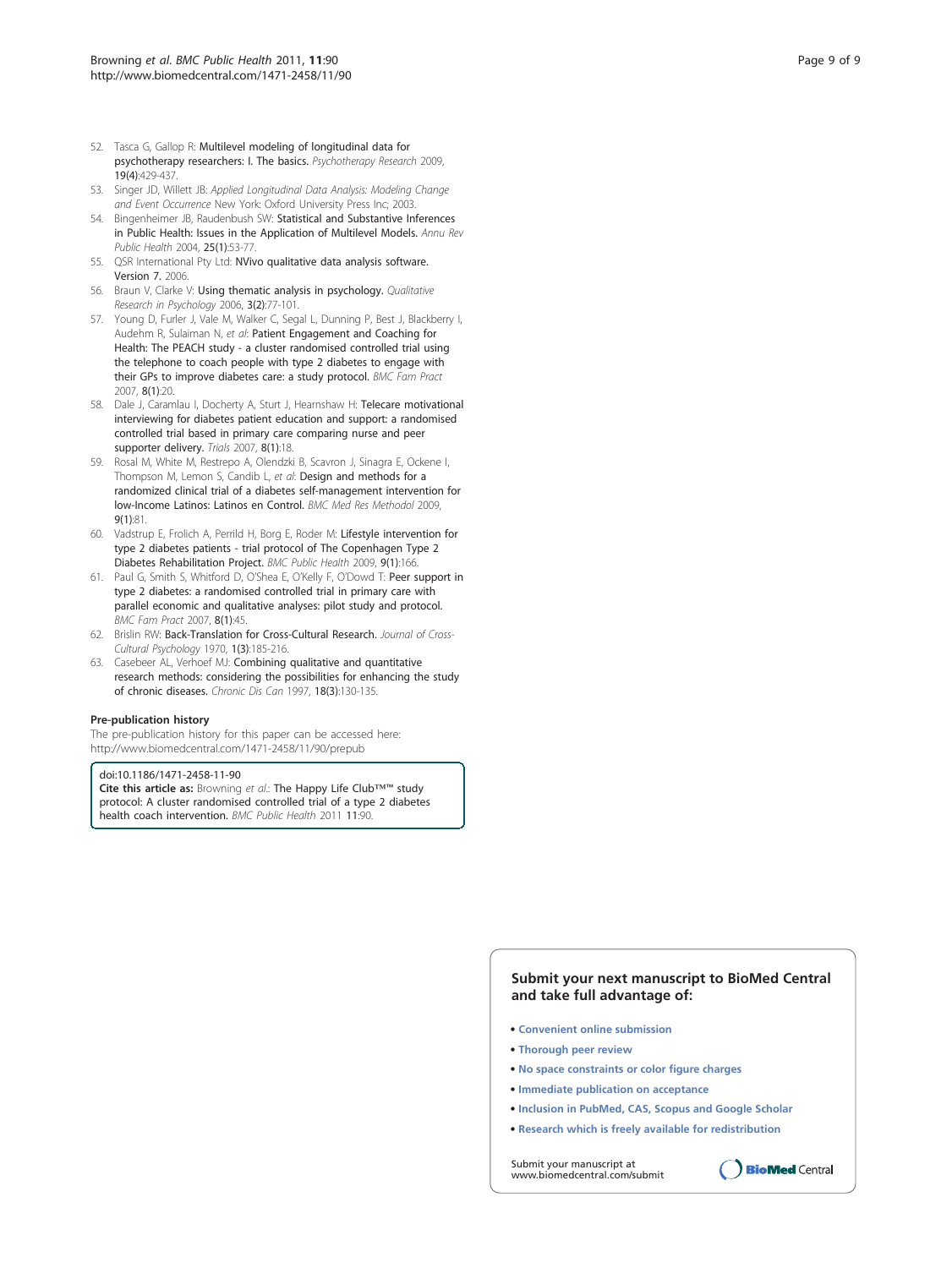52. Tasca G, Gallop R: **Multilevel modeling of longitudinal data for psychotherapy researchers: I. The basics.** *Psychotherapy Research* 2009, **19(4)**:429-437.
53. Singer JD, Willett JB: *Applied Longitudinal Data Analysis: Modeling Change and Event Occurrence* New York: Oxford University Press Inc; 2003.
54. Bingenheimer JB, Raudenbush SW: **Statistical and Substantive Inferences in Public Health: Issues in the Application of Multilevel Models.** *Annu Rev Public Health* 2004, **25(1)**:53-77.
55. QSR International Pty Ltd: **NVivo qualitative data analysis software. Version 7.** 2006.
56. Braun V, Clarke V: **Using thematic analysis in psychology.** *Qualitative Research in Psychology* 2006, **3(2)**:77-101.
57. Young D, Furler J, Vale M, Walker C, Segal L, Dunning P, Best J, Blackberry I, Audehm R, Sulaiman N, *et al*: **Patient Engagement and Coaching for Health: The PEACH study - a cluster randomised controlled trial using the telephone to coach people with type 2 diabetes to engage with their GPs to improve diabetes care: a study protocol.** *BMC Fam Pract* 2007, **8(1)**:20.
58. Dale J, Caramlau I, Docherty A, Sturt J, Hearnshaw H: **Telecare motivational interviewing for diabetes patient education and support: a randomised controlled trial based in primary care comparing nurse and peer supporter delivery.** *Trials* 2007, **8(1)**:18.
59. Rosal M, White M, Restrepo A, Olendzki B, Scavron J, Sinagra E, Ockene I, Thompson M, Lemon S, Candib L, *et al*: **Design and methods for a randomized clinical trial of a diabetes self-management intervention for low-Income Latinos: Latinos en Control.** *BMC Med Res Methodol* 2009, **9(1)**:81.
60. Vadstrup E, Frolich A, Perrild H, Borg E, Roder M: **Lifestyle intervention for type 2 diabetes patients - trial protocol of The Copenhagen Type 2 Diabetes Rehabilitation Project.** *BMC Public Health* 2009, **9(1)**:166.
61. Paul G, Smith S, Whitford D, O'Shea E, O'Kelly F, O'Dowd T: **Peer support in type 2 diabetes: a randomised controlled trial in primary care with parallel economic and qualitative analyses: pilot study and protocol.** *BMC Fam Pract* 2007, **8(1)**:45.
62. Brislin RW: **Back-Translation for Cross-Cultural Research.** *Journal of Cross-Cultural Psychology* 1970, **1(3)**:185-216.
63. Casebeer AL, Verhoef MJ: **Combining qualitative and quantitative research methods: considering the possibilities for enhancing the study of chronic diseases.** *Chronic Dis Can* 1997, **18(3)**:130-135.

### Pre-publication history

The pre-publication history for this paper can be accessed here:
http://www.biomedcentral.com/1471-2458/11/90/prepub

doi:10.1186/1471-2458-11-90

**Cite this article as:** Browning *et al.*: The Happy Life Club™ study protocol: A cluster randomised controlled trial of a type 2 diabetes health coach intervention. *BMC Public Health* 2011 **11**:90.

**Submit your next manuscript to BioMed Central and take full advantage of:**

- Convenient online submission
- Thorough peer review
- No space constraints or color figure charges
- Immediate publication on acceptance
- Inclusion in PubMed, CAS, Scopus and Google Scholar
- Research which is freely available for redistribution

Submit your manuscript at
www.biomedcentral.com/submit

BioMed Central